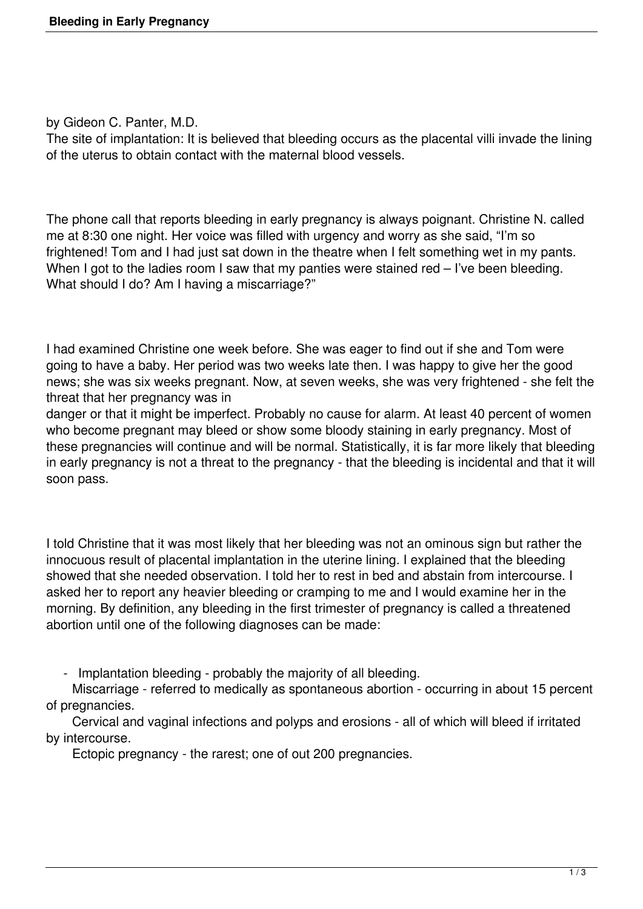# Bleeding in Early Pregnancy

by Gideon C. Panter, M.D.

The site of implantation: It is believed that bleeding occurs as the placental villi invade the lining of the uterus to obtain contact with the maternal blood vessels.

The phone call that reports bleeding in early pregnancy is always poignant. Christine N. called me at 8:30 one night. Her voice was filled with urgency and worry as she said, "I'm so frightened! Tom and I had just sat down in the theatre when I felt something wet in my pants. When I got to the ladies room I saw that my panties were stained red – I've been bleeding. What should I do? Am I having a miscarriage?"

I had examined Christine one week before. She was eager to find out if she and Tom were going to have a baby. Her period was two weeks late then. I was happy to give her the good news; she was six weeks pregnant. Now, at seven weeks, she was very frightened - she felt the threat that her pregnancy was in danger or that it might be imperfect. Probably no cause for alarm. At least 40 percent of women who become pregnant may bleed or show some bloody staining in early pregnancy. Most of these pregnancies will continue and will be normal. Statistically, it is far more likely that bleeding in early pregnancy is not a threat to the pregnancy - that the bleeding is incidental and that it will soon pass.

I told Christine that it was most likely that her bleeding was not an ominous sign but rather the innocuous result of placental implantation in the uterine lining. I explained that the bleeding showed that she needed observation. I told her to rest in bed and abstain from intercourse. I asked her to report any heavier bleeding or cramping to me and I would examine her in the morning. By definition, any bleeding in the first trimester of pregnancy is called a threatened abortion until one of the following diagnoses can be made:

- Implantation bleeding - probably the majority of all bleeding.
- Miscarriage - referred to medically as spontaneous abortion - occurring in about 15 percent of pregnancies.
- Cervical and vaginal infections and polyps and erosions - all of which will bleed if irritated by intercourse.
- Ectopic pregnancy - the rarest; one of out 200 pregnancies.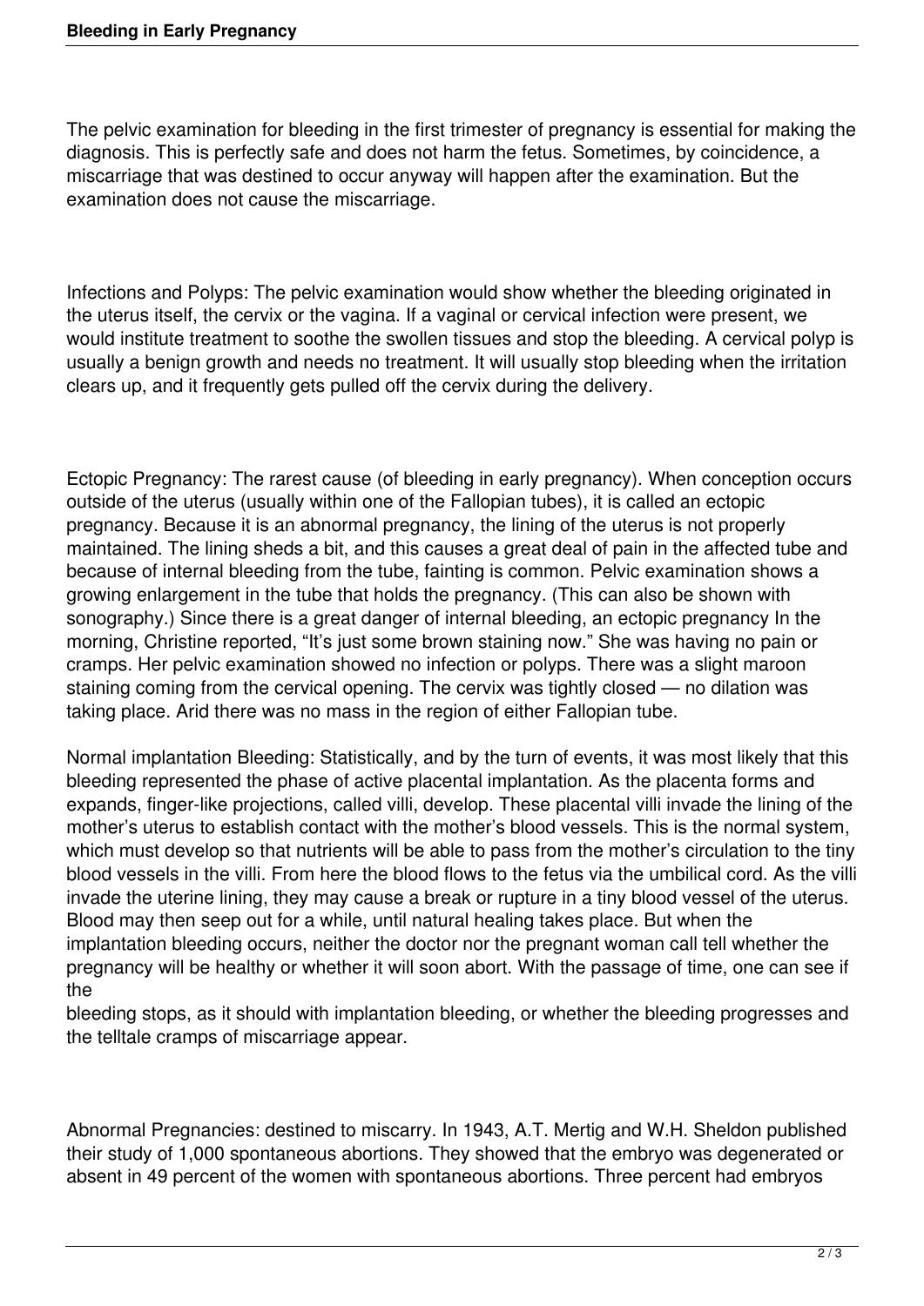The pelvic examination for bleeding in the first trimester of pregnancy is essential for making the diagnosis. This is perfectly safe and does not harm the fetus. Sometimes, by coincidence, a miscarriage that was destined to occur anyway will happen after the examination. But the examination does not cause the miscarriage.

Infections and Polyps: The pelvic examination would show whether the bleeding originated in the uterus itself, the cervix or the vagina. If a vaginal or cervical infection were present, we would institute treatment to soothe the swollen tissues and stop the bleeding. A cervical polyp is usually a benign growth and needs no treatment. It will usually stop bleeding when the irritation clears up, and it frequently gets pulled off the cervix during the delivery.

Ectopic Pregnancy: The rarest cause (of bleeding in early pregnancy). When conception occurs outside of the uterus (usually within one of the Fallopian tubes), it is called an ectopic pregnancy. Because it is an abnormal pregnancy, the lining of the uterus is not properly maintained. The lining sheds a bit, and this causes a great deal of pain in the affected tube and because of internal bleeding from the tube, fainting is common. Pelvic examination shows a growing enlargement in the tube that holds the pregnancy. (This can also be shown with sonography.) Since there is a great danger of internal bleeding, an ectopic pregnancy In the morning, Christine reported, "It's just some brown staining now." She was having no pain or cramps. Her pelvic examination showed no infection or polyps. There was a slight maroon staining coming from the cervical opening. The cervix was tightly closed — no dilation was taking place. Arid there was no mass in the region of either Fallopian tube.

Normal implantation Bleeding: Statistically, and by the turn of events, it was most likely that this bleeding represented the phase of active placental implantation. As the placenta forms and expands, finger-like projections, called villi, develop. These placental villi invade the lining of the mother's uterus to establish contact with the mother's blood vessels. This is the normal system, which must develop so that nutrients will be able to pass from the mother's circulation to the tiny blood vessels in the villi. From here the blood flows to the fetus via the umbilical cord. As the villi invade the uterine lining, they may cause a break or rupture in a tiny blood vessel of the uterus. Blood may then seep out for a while, until natural healing takes place. But when the implantation bleeding occurs, neither the doctor nor the pregnant woman call tell whether the pregnancy will be healthy or whether it will soon abort. With the passage of time, one can see if the bleeding stops, as it should with implantation bleeding, or whether the bleeding progresses and the telltale cramps of miscarriage appear.

Abnormal Pregnancies: destined to miscarry. In 1943, A.T. Mertig and W.H. Sheldon published their study of 1,000 spontaneous abortions. They showed that the embryo was degenerated or absent in 49 percent of the women with spontaneous abortions. Three percent had embryos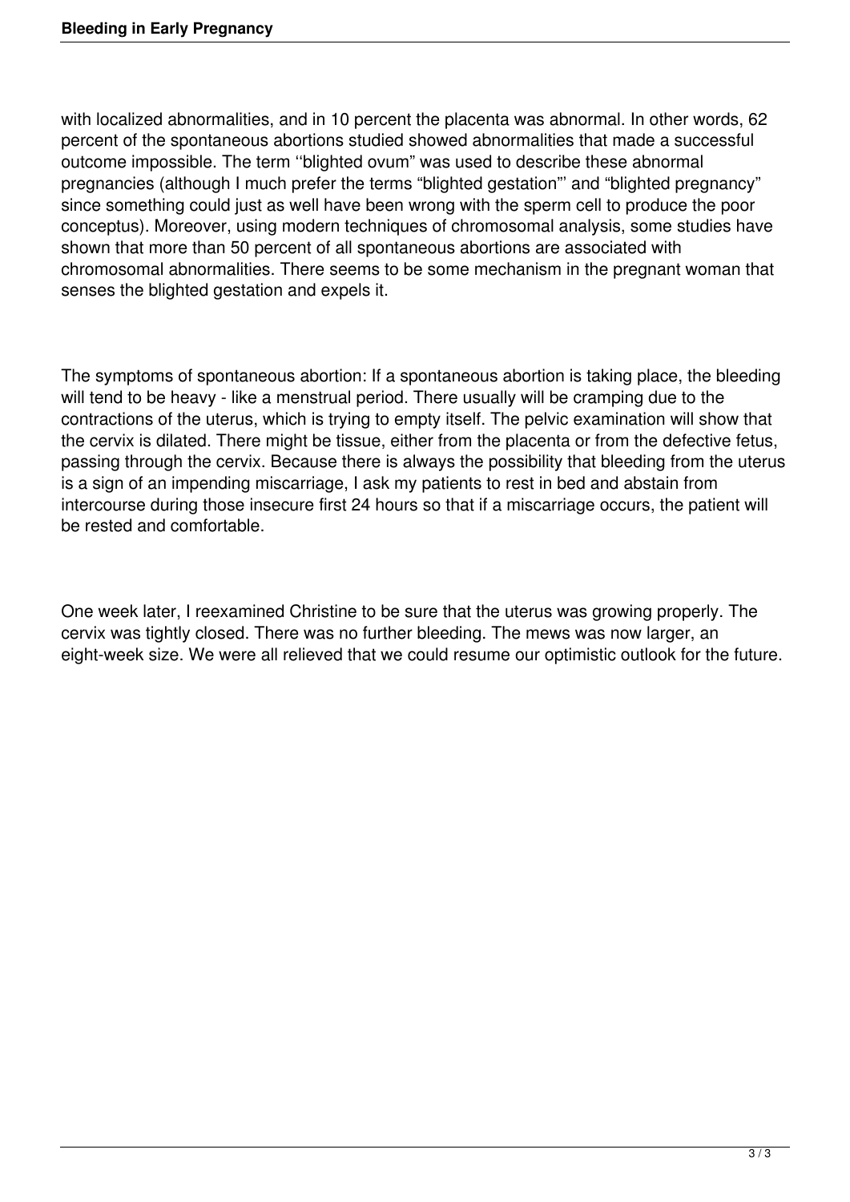with localized abnormalities, and in 10 percent the placenta was abnormal. In other words, 62 percent of the spontaneous abortions studied showed abnormalities that made a successful outcome impossible. The term ''blighted ovum" was used to describe these abnormal pregnancies (although I much prefer the terms "blighted gestation"' and "blighted pregnancy" since something could just as well have been wrong with the sperm cell to produce the poor conceptus). Moreover, using modern techniques of chromosomal analysis, some studies have shown that more than 50 percent of all spontaneous abortions are associated with chromosomal abnormalities. There seems to be some mechanism in the pregnant woman that senses the blighted gestation and expels it.

The symptoms of spontaneous abortion: If a spontaneous abortion is taking place, the bleeding will tend to be heavy - like a menstrual period. There usually will be cramping due to the contractions of the uterus, which is trying to empty itself. The pelvic examination will show that the cervix is dilated. There might be tissue, either from the placenta or from the defective fetus, passing through the cervix. Because there is always the possibility that bleeding from the uterus is a sign of an impending miscarriage, I ask my patients to rest in bed and abstain from intercourse during those insecure first 24 hours so that if a miscarriage occurs, the patient will be rested and comfortable.

One week later, I reexamined Christine to be sure that the uterus was growing properly. The cervix was tightly closed. There was no further bleeding. The mews was now larger, an eight-week size. We were all relieved that we could resume our optimistic outlook for the future.